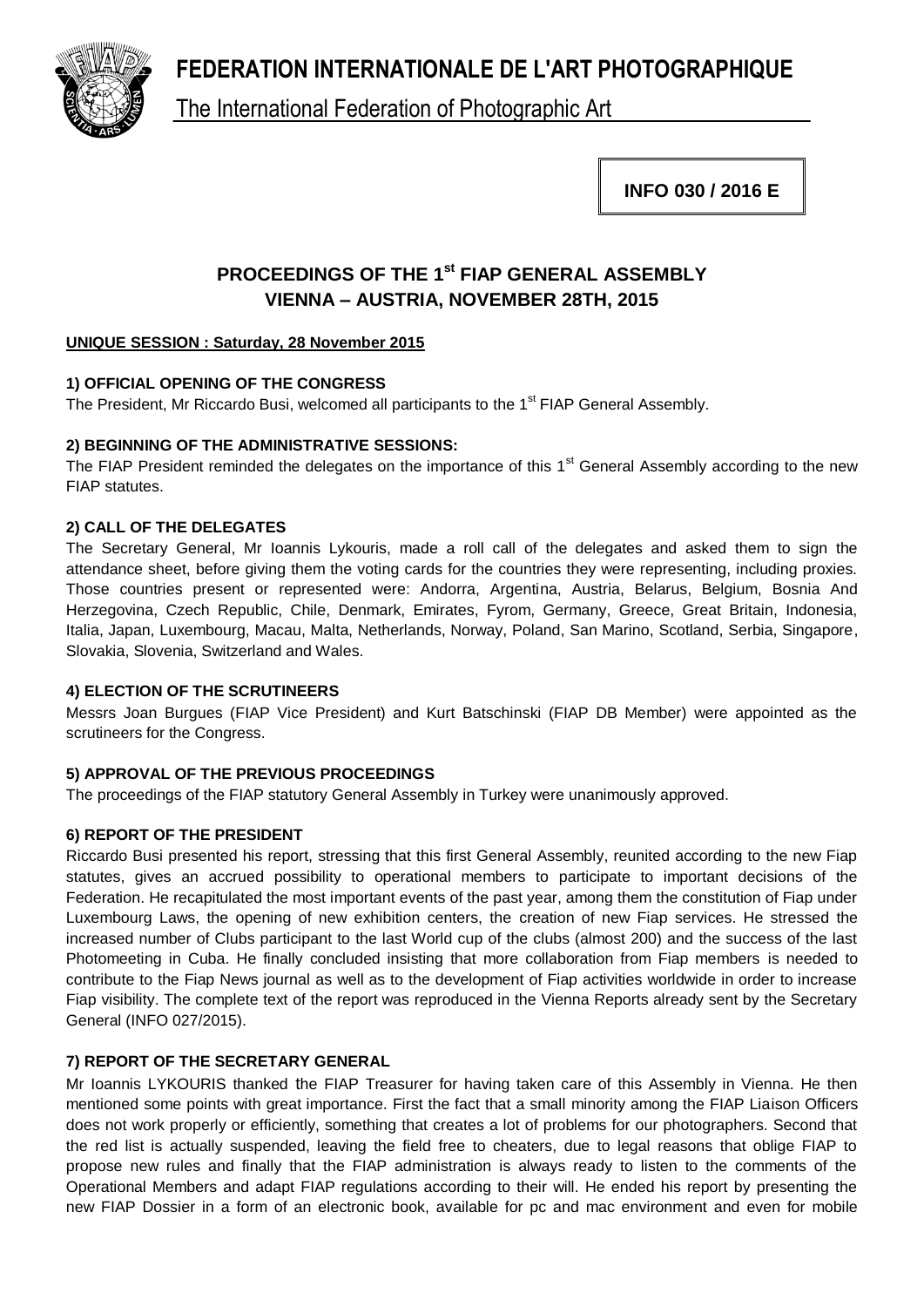# FEDERATION INTERNATIONALE DE L'ART PHOTOGRAPHIQUE

The International Federation of Photographic Art

**INFO 030 / 2016 E**

## PROCEEDINGS OF THE 1st FIAP GENERAL ASSEMBLY
## VIENNA – AUSTRIA, NOVEMBER 28TH, 2015

**UNIQUE SESSION : Saturday, 28 November 2015**

### 1) OFFICIAL OPENING OF THE CONGRESS

The President, Mr Riccardo Busi, welcomed all participants to the 1st FIAP General Assembly.

### 2) BEGINNING OF THE ADMINISTRATIVE SESSIONS:

The FIAP President reminded the delegates on the importance of this 1st General Assembly according to the new FIAP statutes.

### 2) CALL OF THE DELEGATES

The Secretary General, Mr Ioannis Lykouris, made a roll call of the delegates and asked them to sign the attendance sheet, before giving them the voting cards for the countries they were representing, including proxies. Those countries present or represented were: Andorra, Argentina, Austria, Belarus, Belgium, Bosnia And Herzegovina, Czech Republic, Chile, Denmark, Emirates, Fyrom, Germany, Greece, Great Britain, Indonesia, Italia, Japan, Luxembourg, Macau, Malta, Netherlands, Norway, Poland, San Marino, Scotland, Serbia, Singapore, Slovakia, Slovenia, Switzerland and Wales.

### 4) ELECTION OF THE SCRUTINEERS

Messrs Joan Burgues (FIAP Vice President) and Kurt Batschinski (FIAP DB Member) were appointed as the scrutineers for the Congress.

### 5) APPROVAL OF THE PREVIOUS PROCEEDINGS

The proceedings of the FIAP statutory General Assembly in Turkey were unanimously approved.

### 6) REPORT OF THE PRESIDENT

Riccardo Busi presented his report, stressing that this first General Assembly, reunited according to the new Fiap statutes, gives an accrued possibility to operational members to participate to important decisions of the Federation. He recapitulated the most important events of the past year, among them the constitution of Fiap under Luxembourg Laws, the opening of new exhibition centers, the creation of new Fiap services. He stressed the increased number of Clubs participant to the last World cup of the clubs (almost 200) and the success of the last Photomeeting in Cuba. He finally concluded insisting that more collaboration from Fiap members is needed to contribute to the Fiap News journal as well as to the development of Fiap activities worldwide in order to increase Fiap visibility. The complete text of the report was reproduced in the Vienna Reports already sent by the Secretary General (INFO 027/2015).

### 7) REPORT OF THE SECRETARY GENERAL

Mr Ioannis LYKOURIS thanked the FIAP Treasurer for having taken care of this Assembly in Vienna. He then mentioned some points with great importance. First the fact that a small minority among the FIAP Liaison Officers does not work properly or efficiently, something that creates a lot of problems for our photographers. Second that the red list is actually suspended, leaving the field free to cheaters, due to legal reasons that oblige FIAP to propose new rules and finally that the FIAP administration is always ready to listen to the comments of the Operational Members and adapt FIAP regulations according to their will. He ended his report by presenting the new FIAP Dossier in a form of an electronic book, available for pc and mac environment and even for mobile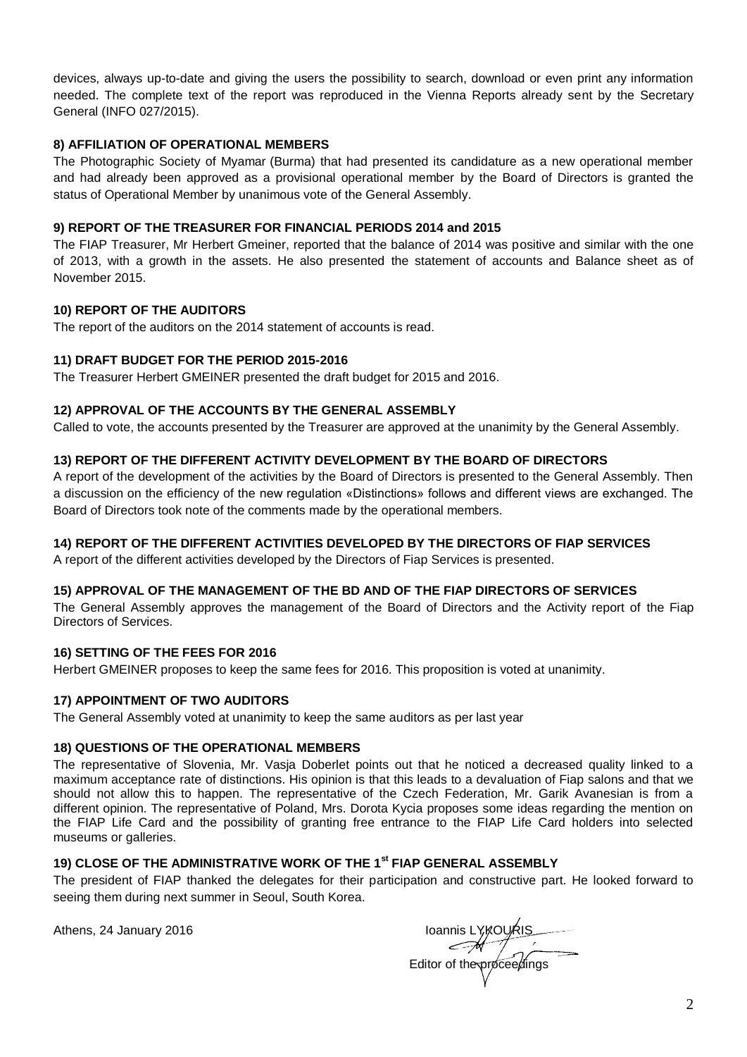devices, always up-to-date and giving the users the possibility to search, download or even print any information needed. The complete text of the report was reproduced in the Vienna Reports already sent by the Secretary General (INFO 027/2015).

**8) AFFILIATION OF OPERATIONAL MEMBERS**

The Photographic Society of Myamar (Burma) that had presented its candidature as a new operational member and had already been approved as a provisional operational member by the Board of Directors is granted the status of Operational Member by unanimous vote of the General Assembly.

**9) REPORT OF THE TREASURER FOR FINANCIAL PERIODS 2014 and 2015**

The FIAP Treasurer, Mr Herbert Gmeiner, reported that the balance of 2014 was positive and similar with the one of 2013, with a growth in the assets. He also presented the statement of accounts and Balance sheet as of November 2015.

**10) REPORT OF THE AUDITORS**

The report of the auditors on the 2014 statement of accounts is read.

**11) DRAFT BUDGET FOR THE PERIOD 2015-2016**

The Treasurer Herbert GMEINER presented the draft budget for 2015 and 2016.

**12) APPROVAL OF THE ACCOUNTS BY THE GENERAL ASSEMBLY**

Called to vote, the accounts presented by the Treasurer are approved at the unanimity by the General Assembly.

**13) REPORT OF THE DIFFERENT ACTIVITY DEVELOPMENT BY THE BOARD OF DIRECTORS**

A report of the development of the activities by the Board of Directors is presented to the General Assembly. Then a discussion on the efficiency of the new regulation «Distinctions» follows and different views are exchanged. The Board of Directors took note of the comments made by the operational members.

**14) REPORT OF THE DIFFERENT ACTIVITIES DEVELOPED BY THE DIRECTORS OF FIAP SERVICES**

A report of the different activities developed by the Directors of Fiap Services is presented.

**15) APPROVAL OF THE MANAGEMENT OF THE BD AND OF THE FIAP DIRECTORS OF SERVICES**

The General Assembly approves the management of the Board of Directors and the Activity report of the Fiap Directors of Services.

**16) SETTING OF THE FEES FOR 2016**

Herbert GMEINER proposes to keep the same fees for 2016. This proposition is voted at unanimity.

**17) APPOINTMENT OF TWO AUDITORS**

The General Assembly voted at unanimity to keep the same auditors as per last year

**18) QUESTIONS OF THE OPERATIONAL MEMBERS**

The representative of Slovenia, Mr. Vasja Doberlet points out that he noticed a decreased quality linked to a maximum acceptance rate of distinctions. His opinion is that this leads to a devaluation of Fiap salons and that we should not allow this to happen. The representative of the Czech Federation, Mr. Garik Avanesian is from a different opinion. The representative of Poland, Mrs. Dorota Kycia proposes some ideas regarding the mention on the FIAP Life Card and the possibility of granting free entrance to the FIAP Life Card holders into selected museums or galleries.

**19) CLOSE OF THE ADMINISTRATIVE WORK OF THE 1st FIAP GENERAL ASSEMBLY**

The president of FIAP thanked the delegates for their participation and constructive part. He looked forward to seeing them during next summer in Seoul, South Korea.

Athens, 24 January 2016

Ioannis LYKOURIS

Editor of the proceedings